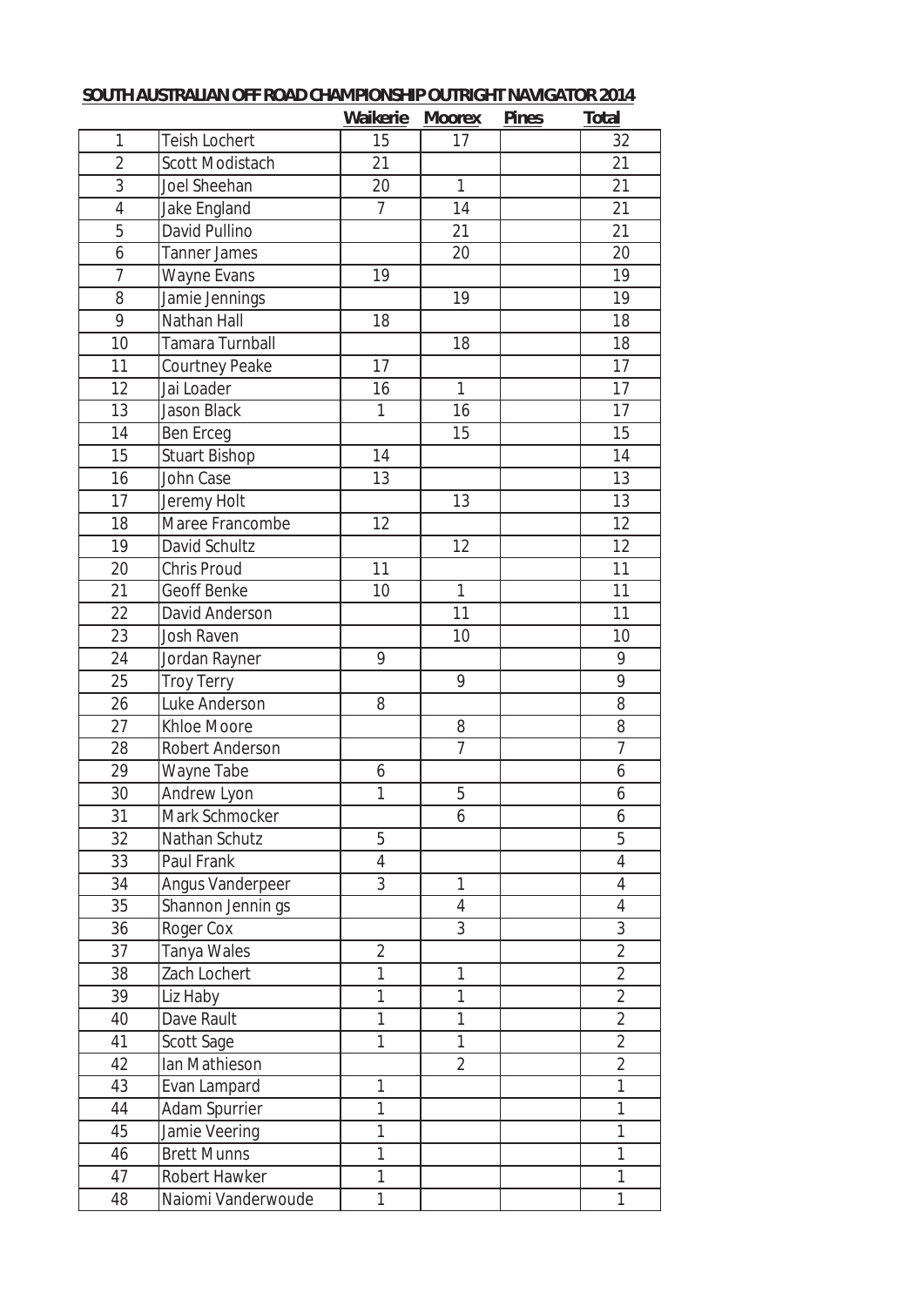## SOUTH AUSTRALIAN OFF ROAD CHAMPIONSHIP OUTRIGHT NAVIGATOR 2014

| | | Waikerie | Moorex | Pines | Total |
|---|---|---|---|---|---|
| 1 | Teish Lochert | 15 | 17 | | 32 |
| 2 | Scott Modistach | 21 | | | 21 |
| 3 | Joel Sheehan | 20 | 1 | | 21 |
| 4 | Jake England | 7 | 14 | | 21 |
| 5 | David Pullino | | 21 | | 21 |
| 6 | Tanner James | | 20 | | 20 |
| 7 | Wayne Evans | 19 | | | 19 |
| 8 | Jamie Jennings | | 19 | | 19 |
| 9 | Nathan Hall | 18 | | | 18 |
| 10 | Tamara Turnball | | 18 | | 18 |
| 11 | Courtney Peake | 17 | | | 17 |
| 12 | Jai Loader | 16 | 1 | | 17 |
| 13 | Jason Black | 1 | 16 | | 17 |
| 14 | Ben Erceg | | 15 | | 15 |
| 15 | Stuart Bishop | 14 | | | 14 |
| 16 | John Case | 13 | | | 13 |
| 17 | Jeremy Holt | | 13 | | 13 |
| 18 | Maree Francombe | 12 | | | 12 |
| 19 | David Schultz | | 12 | | 12 |
| 20 | Chris Proud | 11 | | | 11 |
| 21 | Geoff Benke | 10 | 1 | | 11 |
| 22 | David Anderson | | 11 | | 11 |
| 23 | Josh Raven | | 10 | | 10 |
| 24 | Jordan Rayner | 9 | | | 9 |
| 25 | Troy Terry | | 9 | | 9 |
| 26 | Luke Anderson | 8 | | | 8 |
| 27 | Khloe Moore | | 8 | | 8 |
| 28 | Robert Anderson | | 7 | | 7 |
| 29 | Wayne Tabe | 6 | | | 6 |
| 30 | Andrew Lyon | 1 | 5 | | 6 |
| 31 | Mark Schmocker | | 6 | | 6 |
| 32 | Nathan Schutz | 5 | | | 5 |
| 33 | Paul Frank | 4 | | | 4 |
| 34 | Angus Vanderpeer | 3 | 1 | | 4 |
| 35 | Shannon Jennin gs | | 4 | | 4 |
| 36 | Roger Cox | | 3 | | 3 |
| 37 | Tanya Wales | 2 | | | 2 |
| 38 | Zach Lochert | 1 | 1 | | 2 |
| 39 | Liz Haby | 1 | 1 | | 2 |
| 40 | Dave Rault | 1 | 1 | | 2 |
| 41 | Scott Sage | 1 | 1 | | 2 |
| 42 | Ian Mathieson | | 2 | | 2 |
| 43 | Evan Lampard | 1 | | | 1 |
| 44 | Adam Spurrier | 1 | | | 1 |
| 45 | Jamie Veering | 1 | | | 1 |
| 46 | Brett Munns | 1 | | | 1 |
| 47 | Robert Hawker | 1 | | | 1 |
| 48 | Naiomi Vanderwoude | 1 | | | 1 |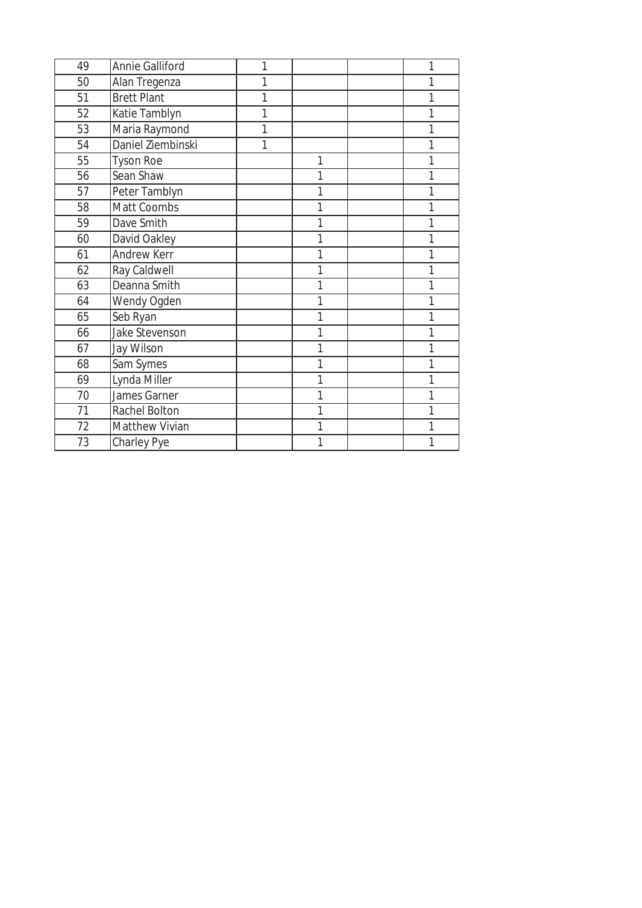| | | | | | |
|---|---|---|---|---|---|
| 49 | Annie Galliford | 1 | | | 1 |
| 50 | Alan Tregenza | 1 | | | 1 |
| 51 | Brett Plant | 1 | | | 1 |
| 52 | Katie Tamblyn | 1 | | | 1 |
| 53 | Maria Raymond | 1 | | | 1 |
| 54 | Daniel Ziembinski | 1 | | | 1 |
| 55 | Tyson Roe | | 1 | | 1 |
| 56 | Sean Shaw | | 1 | | 1 |
| 57 | Peter Tamblyn | | 1 | | 1 |
| 58 | Matt Coombs | | 1 | | 1 |
| 59 | Dave Smith | | 1 | | 1 |
| 60 | David Oakley | | 1 | | 1 |
| 61 | Andrew Kerr | | 1 | | 1 |
| 62 | Ray Caldwell | | 1 | | 1 |
| 63 | Deanna Smith | | 1 | | 1 |
| 64 | Wendy Ogden | | 1 | | 1 |
| 65 | Seb Ryan | | 1 | | 1 |
| 66 | Jake Stevenson | | 1 | | 1 |
| 67 | Jay Wilson | | 1 | | 1 |
| 68 | Sam Symes | | 1 | | 1 |
| 69 | Lynda Miller | | 1 | | 1 |
| 70 | James Garner | | 1 | | 1 |
| 71 | Rachel Bolton | | 1 | | 1 |
| 72 | Matthew Vivian | | 1 | | 1 |
| 73 | Charley Pye | | 1 | | 1 |